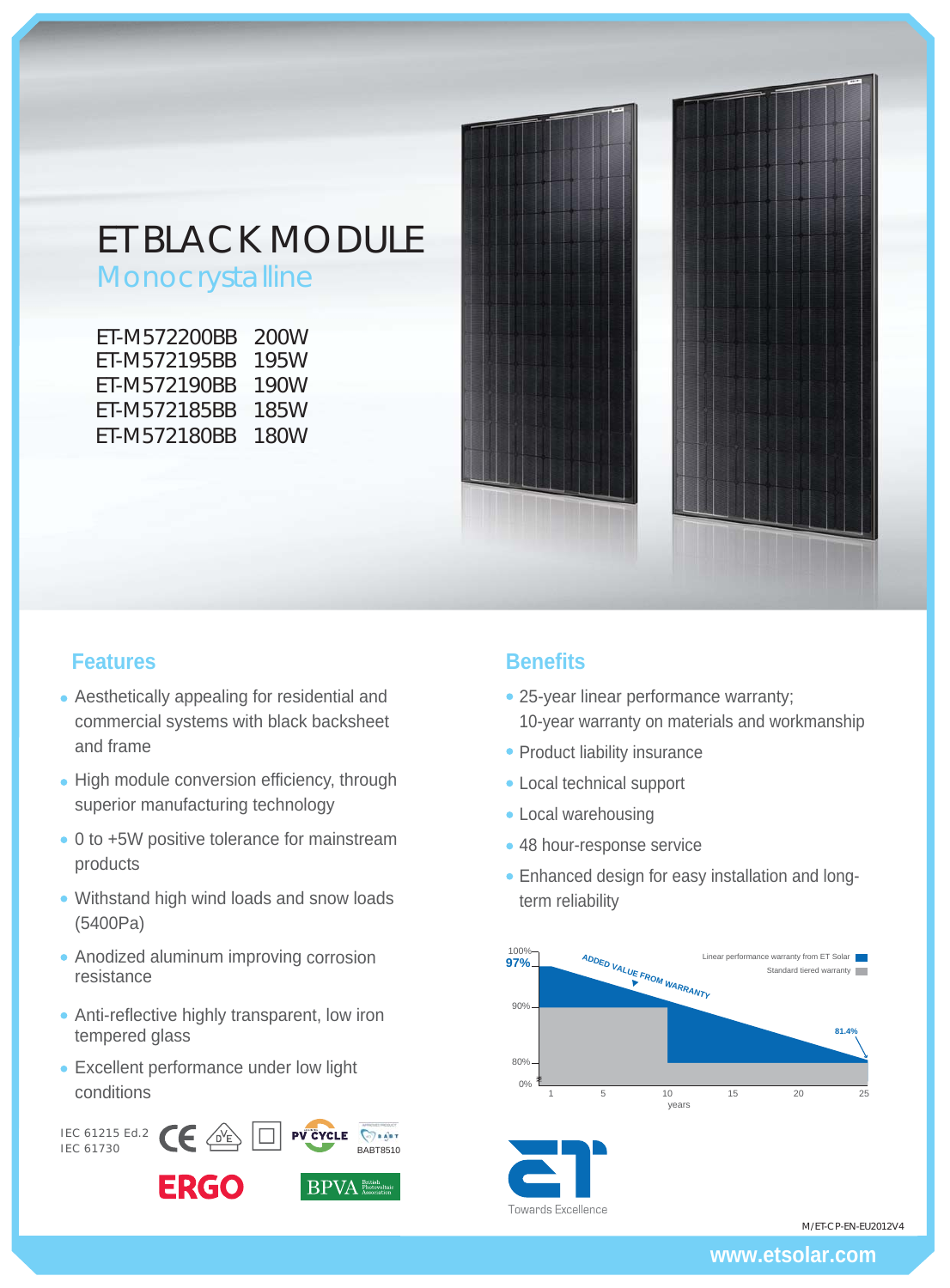# ET BLACK MODULE

## Monocrystalline

ET-M572200BB 200W
ET-M572195BB 195W
ET-M572190BB 190W
ET-M572185BB 185W
ET-M572180BB 180W

## Features

- Aesthetically appealing for residential and commercial systems with black backsheet and frame
- High module conversion efficiency, through superior manufacturing technology
- 0 to +5W positive tolerance for mainstream products
- Withstand high wind loads and snow loads (5400Pa)
- Anodized aluminum improving corrosion resistance
- Anti-reflective highly transparent, low iron tempered glass
- Excellent performance under low light conditions

IEC 61215 Ed.2
IEC 61730

BABT8510

ERGO

BPVA British Photovoltaic Association

## Benefits

- 25-year linear performance warranty;
  10-year warranty on materials and workmanship
- Product liability insurance
- Local technical support
- Local warehousing
- 48 hour-response service
- Enhanced design for easy installation and long-term reliability

Linear performance warranty from ET Solar
Standard tiered warranty

ADDED VALUE FROM WARRANTY

100%, 97%, 90%, 80%, 0%, 81.4%

1, 5, 10, 15, 20, 25
years

Towards Excellence

M/ET-CP-EN-EU2012V4

www.etsolar.com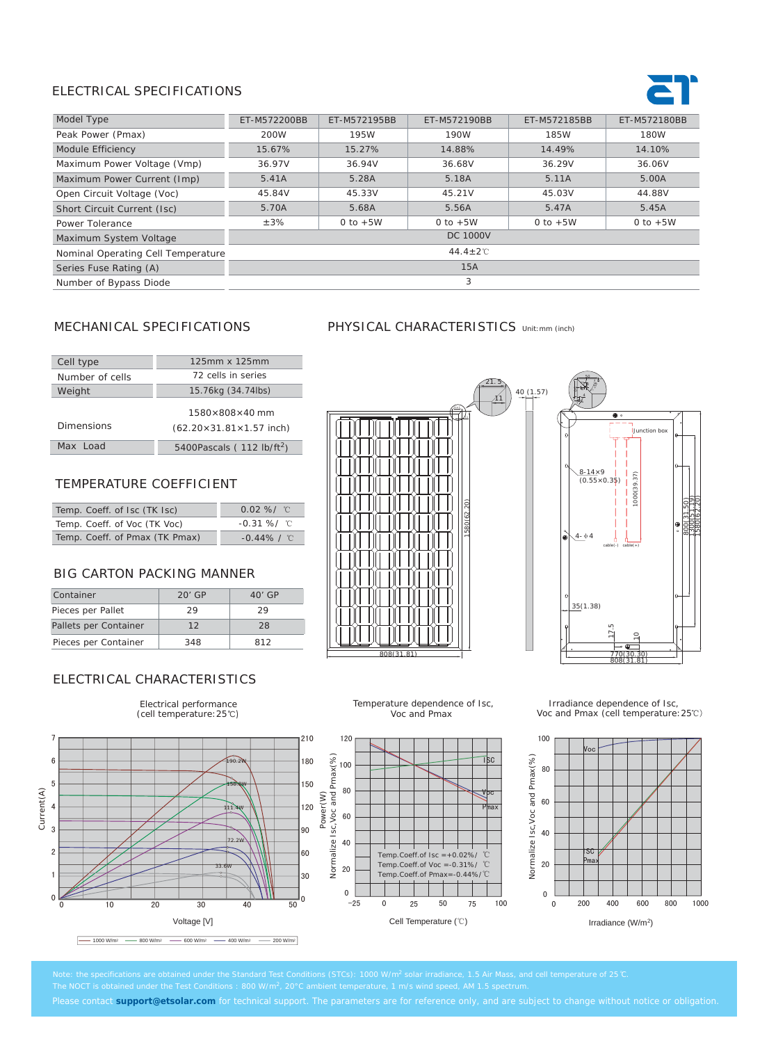## ELECTRICAL SPECIFICATIONS

| Model Type | ET-M572200BB | ET-M572195BB | ET-M572190BB | ET-M572185BB | ET-M572180BB |
|---|---|---|---|---|---|
| Peak Power (Pmax) | 200W | 195W | 190W | 185W | 180W |
| Module Efficiency | 15.67% | 15.27% | 14.88% | 14.49% | 14.10% |
| Maximum Power Voltage (Vmp) | 36.97V | 36.94V | 36.68V | 36.29V | 36.06V |
| Maximum Power Current (Imp) | 5.41A | 5.28A | 5.18A | 5.11A | 5.00A |
| Open Circuit Voltage (Voc) | 45.84V | 45.33V | 45.21V | 45.03V | 44.88V |
| Short Circuit Current (Isc) | 5.70A | 5.68A | 5.56A | 5.47A | 5.45A |
| Power Tolerance | ±3% | 0 to +5W | 0 to +5W | 0 to +5W | 0 to +5W |
| Maximum System Voltage | DC 1000V | | | | |
| Nominal Operating Cell Temperature | 44.4±2℃ | | | | |
| Series Fuse Rating (A) | 15A | | | | |
| Number of Bypass Diode | 3 | | | | |

## MECHANICAL SPECIFICATIONS

| | |
|---|---|
| Cell type | 125mm x 125mm |
| Number of cells | 72 cells in series |
| Weight | 15.76kg (34.74lbs) |
| Dimensions | 1580×808×40 mm (62.20×31.81×1.57 inch) |
| Max Load | 5400Pascals ( 112 lb/ft$^2$) |

## PHYSICAL CHARACTERISTICS Unit:mm (inch)

21.5
11
40 (1.57)
1580(62.20)
808(31.81)
Junction box
8-14×9 (0.55×0.35)
1000(39.37)
800(31.50)
1330(52.19)
1580(62.20)
4- φ4
cable(-) cable(+)
35(1.38)
17.5
10
770(30.30)
808(31.81)

## TEMPERATURE COEFFICIENT

| | |
|---|---|
| Temp. Coeff. of Isc (TK Isc) | 0.02 %/ ℃ |
| Temp. Coeff. of Voc (TK Voc) | -0.31 %/ ℃ |
| Temp. Coeff. of Pmax (TK Pmax) | -0.44% / ℃ |

## BIG CARTON PACKING MANNER

| Container | 20' GP | 40' GP |
|---|---|---|
| Pieces per Pallet | 29 | 29 |
| Pallets per Container | 12 | 28 |
| Pieces per Container | 348 | 812 |

## ELECTRICAL CHARACTERISTICS

Electrical performance (cell temperature:25℃)

Current(A)
Power(W)
Voltage [V]
190.2W
150.8W
111.4W
72.2W
33.6W
1000 W/m² 800 W/m² 600 W/m² 400 W/m² 200 W/m²

Temperature dependence of Isc, Voc and Pmax

Normalize Isc,Voc and Pmax(%)
Cell Temperature (℃)
ISC
Voc
Pmax
Temp.Coeff.of Isc =+0.02%/ ℃
Temp.Coeff.of Voc =-0.31%/ ℃
Temp.Coeff.of Pmax=-0.44%/ ℃

Irradiance dependence of Isc, Voc and Pmax (cell temperature:25℃)

Normalize Isc,Voc and Pmax(%)
Irradiance (W/m$^2$)
Voc
ISC
Pmax

Note: the specifications are obtained under the Standard Test Conditions (STCs): 1000 W/m$^2$ solar irradiance, 1.5 Air Mass, and cell temperature of 25 ℃.
The NOCT is obtained under the Test Conditions : 800 W/m$^2$, 20°C ambient temperature, 1 m/s wind speed, AM 1.5 spectrum.

Please contact **support@etsolar.com** for technical support. The parameters are for reference only, and are subject to change without notice or obligation.